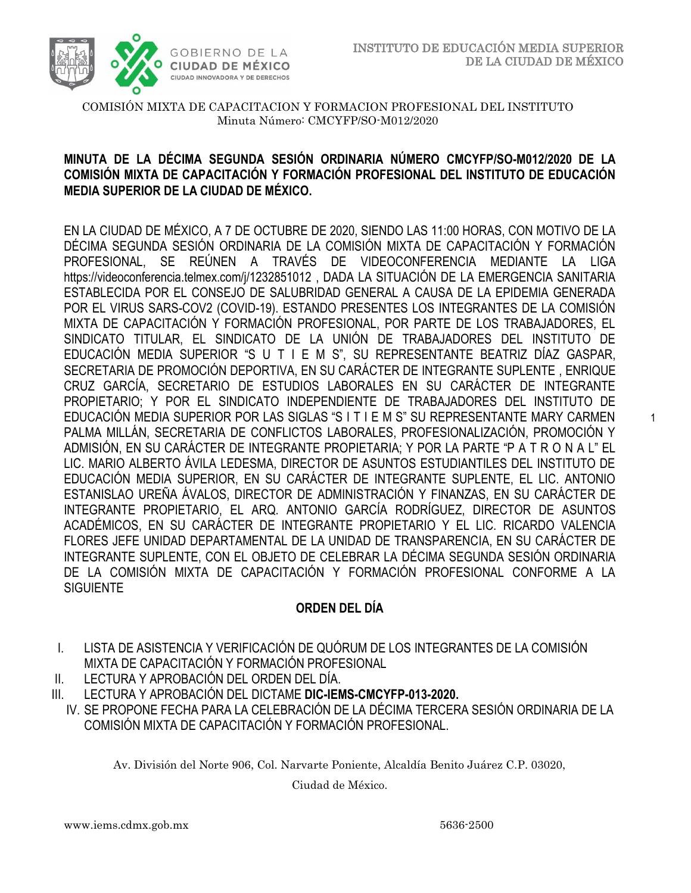COMISIÓN MIXTA DE CAPACITACION Y FORMACION PROFESIONAL DEL INSTITUTO
Minuta Número: CMCYFP/SO-M012/2020

**MINUTA DE LA DÉCIMA SEGUNDA SESIÓN ORDINARIA NÚMERO CMCYFP/SO-M012/2020 DE LA COMISIÓN MIXTA DE CAPACITACIÓN Y FORMACIÓN PROFESIONAL DEL INSTITUTO DE EDUCACIÓN MEDIA SUPERIOR DE LA CIUDAD DE MÉXICO.**

EN LA CIUDAD DE MÉXICO, A 7 DE OCTUBRE DE 2020, SIENDO LAS 11:00 HORAS, CON MOTIVO DE LA DÉCIMA SEGUNDA SESIÓN ORDINARIA DE LA COMISIÓN MIXTA DE CAPACITACIÓN Y FORMACIÓN PROFESIONAL, SE REÚNEN A TRAVÉS DE VIDEOCONFERENCIA MEDIANTE LA LIGA https://videoconferencia.telmex.com/j/1232851012 , DADA LA SITUACIÓN DE LA EMERGENCIA SANITARIA ESTABLECIDA POR EL CONSEJO DE SALUBRIDAD GENERAL A CAUSA DE LA EPIDEMIA GENERADA POR EL VIRUS SARS-COV2 (COVID-19). ESTANDO PRESENTES LOS INTEGRANTES DE LA COMISIÓN MIXTA DE CAPACITACIÓN Y FORMACIÓN PROFESIONAL, POR PARTE DE LOS TRABAJADORES, EL SINDICATO TITULAR, EL SINDICATO DE LA UNIÓN DE TRABAJADORES DEL INSTITUTO DE EDUCACIÓN MEDIA SUPERIOR "S U T I E M S", SU REPRESENTANTE BEATRIZ DÍAZ GASPAR, SECRETARIA DE PROMOCIÓN DEPORTIVA, EN SU CARÁCTER DE INTEGRANTE SUPLENTE , ENRIQUE CRUZ GARCÍA, SECRETARIO DE ESTUDIOS LABORALES EN SU CARÁCTER DE INTEGRANTE PROPIETARIO; Y POR EL SINDICATO INDEPENDIENTE DE TRABAJADORES DEL INSTITUTO DE EDUCACIÓN MEDIA SUPERIOR POR LAS SIGLAS "S I T I E M S" SU REPRESENTANTE MARY CARMEN PALMA MILLÁN, SECRETARIA DE CONFLICTOS LABORALES, PROFESIONALIZACIÓN, PROMOCIÓN Y ADMISIÓN, EN SU CARÁCTER DE INTEGRANTE PROPIETARIA; Y POR LA PARTE "P A T R O N A L" EL LIC. MARIO ALBERTO ÁVILA LEDESMA, DIRECTOR DE ASUNTOS ESTUDIANTILES DEL INSTITUTO DE EDUCACIÓN MEDIA SUPERIOR, EN SU CARÁCTER DE INTEGRANTE SUPLENTE, EL LIC. ANTONIO ESTANISLAO UREÑA ÁVALOS, DIRECTOR DE ADMINISTRACIÓN Y FINANZAS, EN SU CARÁCTER DE INTEGRANTE PROPIETARIO, EL ARQ. ANTONIO GARCÍA RODRÍGUEZ, DIRECTOR DE ASUNTOS ACADÉMICOS, EN SU CARÁCTER DE INTEGRANTE PROPIETARIO Y EL LIC. RICARDO VALENCIA FLORES JEFE UNIDAD DEPARTAMENTAL DE LA UNIDAD DE TRANSPARENCIA, EN SU CARÁCTER DE INTEGRANTE SUPLENTE, CON EL OBJETO DE CELEBRAR LA DÉCIMA SEGUNDA SESIÓN ORDINARIA DE LA COMISIÓN MIXTA DE CAPACITACIÓN Y FORMACIÓN PROFESIONAL CONFORME A LA SIGUIENTE

## ORDEN DEL DÍA

I. LISTA DE ASISTENCIA Y VERIFICACIÓN DE QUÓRUM DE LOS INTEGRANTES DE LA COMISIÓN MIXTA DE CAPACITACIÓN Y FORMACIÓN PROFESIONAL
II. LECTURA Y APROBACIÓN DEL ORDEN DEL DÍA.
III. LECTURA Y APROBACIÓN DEL DICTAME **DIC-IEMS-CMCYFP-013-2020.**
IV. SE PROPONE FECHA PARA LA CELEBRACIÓN DE LA DÉCIMA TERCERA SESIÓN ORDINARIA DE LA COMISIÓN MIXTA DE CAPACITACIÓN Y FORMACIÓN PROFESIONAL.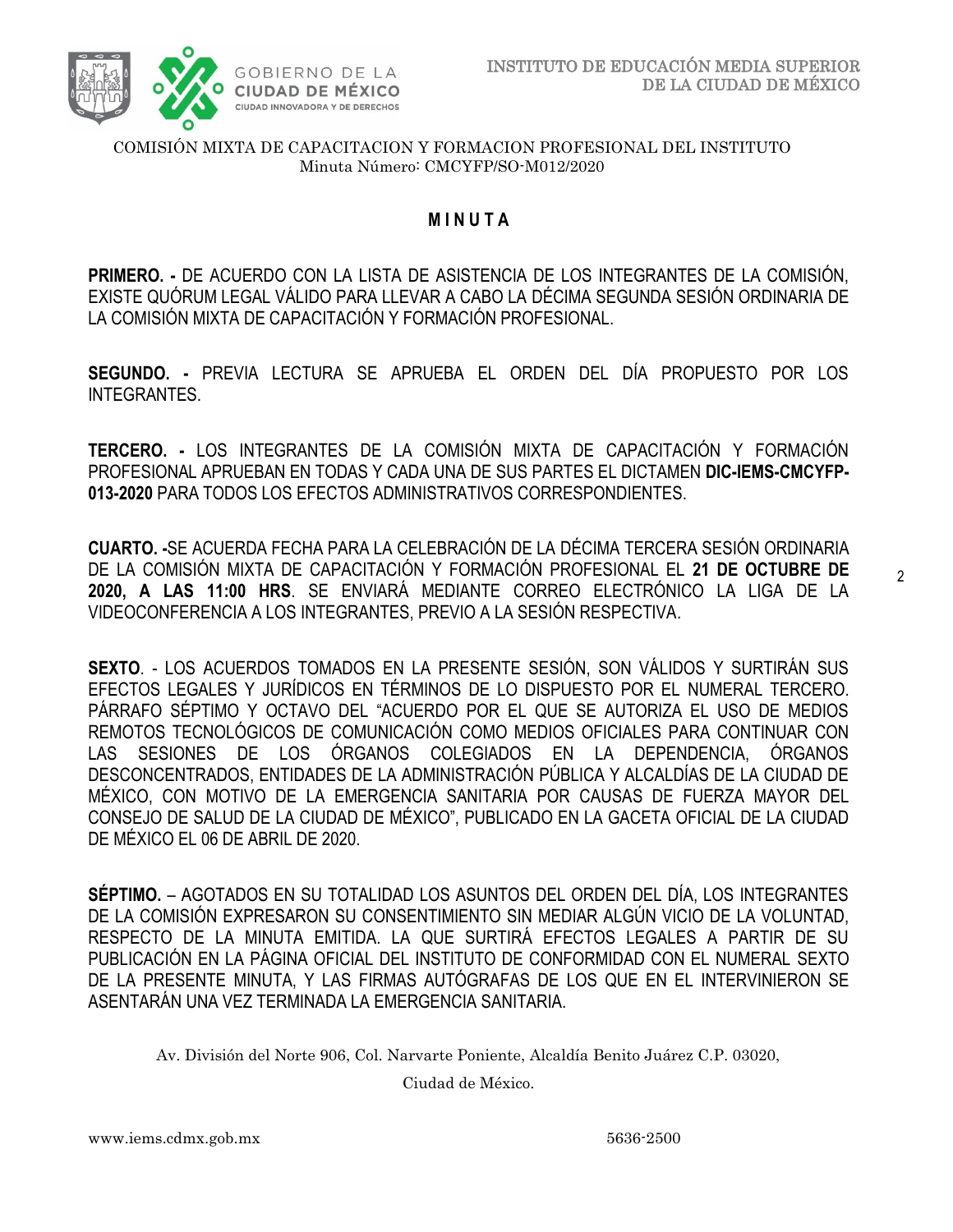COMISIÓN MIXTA DE CAPACITACION Y FORMACION PROFESIONAL DEL INSTITUTO
Minuta Número: CMCYFP/SO-M012/2020

## M I N U T A

**PRIMERO. -** DE ACUERDO CON LA LISTA DE ASISTENCIA DE LOS INTEGRANTES DE LA COMISIÓN, EXISTE QUÓRUM LEGAL VÁLIDO PARA LLEVAR A CABO LA DÉCIMA SEGUNDA SESIÓN ORDINARIA DE LA COMISIÓN MIXTA DE CAPACITACIÓN Y FORMACIÓN PROFESIONAL.

**SEGUNDO. -** PREVIA LECTURA SE APRUEBA EL ORDEN DEL DÍA PROPUESTO POR LOS INTEGRANTES.

**TERCERO. -** LOS INTEGRANTES DE LA COMISIÓN MIXTA DE CAPACITACIÓN Y FORMACIÓN PROFESIONAL APRUEBAN EN TODAS Y CADA UNA DE SUS PARTES EL DICTAMEN **DIC-IEMS-CMCYFP-013-2020** PARA TODOS LOS EFECTOS ADMINISTRATIVOS CORRESPONDIENTES.

**CUARTO. -**SE ACUERDA FECHA PARA LA CELEBRACIÓN DE LA DÉCIMA TERCERA SESIÓN ORDINARIA DE LA COMISIÓN MIXTA DE CAPACITACIÓN Y FORMACIÓN PROFESIONAL EL **21 DE OCTUBRE DE 2020, A LAS 11:00 HRS**. SE ENVIARÁ MEDIANTE CORREO ELECTRÓNICO LA LIGA DE LA VIDEOCONFERENCIA A LOS INTEGRANTES, PREVIO A LA SESIÓN RESPECTIVA.

**SEXTO**. - LOS ACUERDOS TOMADOS EN LA PRESENTE SESIÓN, SON VÁLIDOS Y SURTIRÁN SUS EFECTOS LEGALES Y JURÍDICOS EN TÉRMINOS DE LO DISPUESTO POR EL NUMERAL TERCERO. PÁRRAFO SÉPTIMO Y OCTAVO DEL "ACUERDO POR EL QUE SE AUTORIZA EL USO DE MEDIOS REMOTOS TECNOLÓGICOS DE COMUNICACIÓN COMO MEDIOS OFICIALES PARA CONTINUAR CON LAS SESIONES DE LOS ÓRGANOS COLEGIADOS EN LA DEPENDENCIA, ÓRGANOS DESCONCENTRADOS, ENTIDADES DE LA ADMINISTRACIÓN PÚBLICA Y ALCALDÍAS DE LA CIUDAD DE MÉXICO, CON MOTIVO DE LA EMERGENCIA SANITARIA POR CAUSAS DE FUERZA MAYOR DEL CONSEJO DE SALUD DE LA CIUDAD DE MÉXICO", PUBLICADO EN LA GACETA OFICIAL DE LA CIUDAD DE MÉXICO EL 06 DE ABRIL DE 2020.

**SÉPTIMO.** – AGOTADOS EN SU TOTALIDAD LOS ASUNTOS DEL ORDEN DEL DÍA, LOS INTEGRANTES DE LA COMISIÓN EXPRESARON SU CONSENTIMIENTO SIN MEDIAR ALGÚN VICIO DE LA VOLUNTAD, RESPECTO DE LA MINUTA EMITIDA. LA QUE SURTIRÁ EFECTOS LEGALES A PARTIR DE SU PUBLICACIÓN EN LA PÁGINA OFICIAL DEL INSTITUTO DE CONFORMIDAD CON EL NUMERAL SEXTO DE LA PRESENTE MINUTA, Y LAS FIRMAS AUTÓGRAFAS DE LOS QUE EN EL INTERVINIERON SE ASENTARÁN UNA VEZ TERMINADA LA EMERGENCIA SANITARIA.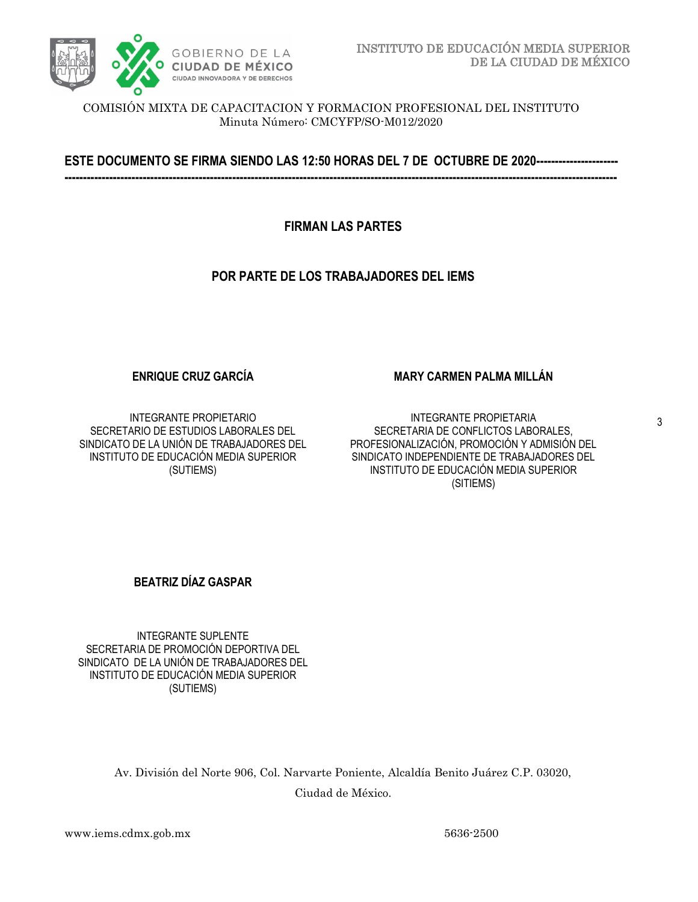COMISIÓN MIXTA DE CAPACITACION Y FORMACION PROFESIONAL DEL INSTITUTO
Minuta Número: CMCYFP/SO-M012/2020

**ESTE DOCUMENTO SE FIRMA SIENDO LAS 12:50 HORAS DEL 7 DE OCTUBRE DE 2020---------------------**
**------------------------------------------------------------------------------------------------------------------------------------------------**

## FIRMAN LAS PARTES

## POR PARTE DE LOS TRABAJADORES DEL IEMS

**ENRIQUE CRUZ GARCÍA**

INTEGRANTE PROPIETARIO
SECRETARIO DE ESTUDIOS LABORALES DEL SINDICATO DE LA UNIÓN DE TRABAJADORES DEL INSTITUTO DE EDUCACIÓN MEDIA SUPERIOR (SUTIEMS)

**MARY CARMEN PALMA MILLÁN**

INTEGRANTE PROPIETARIA
SECRETARIA DE CONFLICTOS LABORALES, PROFESIONALIZACIÓN, PROMOCIÓN Y ADMISIÓN DEL SINDICATO INDEPENDIENTE DE TRABAJADORES DEL INSTITUTO DE EDUCACIÓN MEDIA SUPERIOR (SITIEMS)

**BEATRIZ DÍAZ GASPAR**

INTEGRANTE SUPLENTE
SECRETARIA DE PROMOCIÓN DEPORTIVA DEL SINDICATO DE LA UNIÓN DE TRABAJADORES DEL INSTITUTO DE EDUCACIÓN MEDIA SUPERIOR (SUTIEMS)

Av. División del Norte 906, Col. Narvarte Poniente, Alcaldía Benito Juárez C.P. 03020, Ciudad de México.

www.iems.cdmx.gob.mx 5636-2500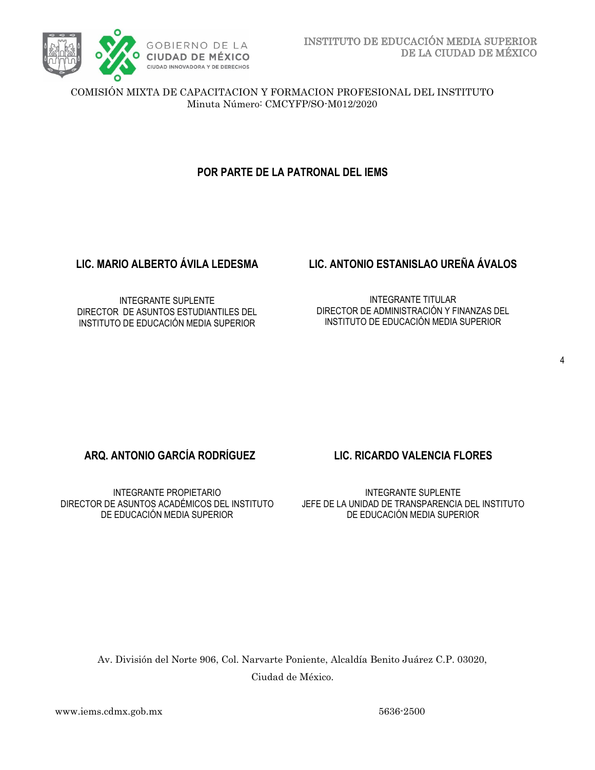## POR PARTE DE LA PATRONAL DEL IEMS

**LIC. MARIO ALBERTO ÁVILA LEDESMA**

INTEGRANTE SUPLENTE
DIRECTOR DE ASUNTOS ESTUDIANTILES DEL INSTITUTO DE EDUCACIÓN MEDIA SUPERIOR

**LIC. ANTONIO ESTANISLAO UREÑA ÁVALOS**

INTEGRANTE TITULAR
DIRECTOR DE ADMINISTRACIÓN Y FINANZAS DEL INSTITUTO DE EDUCACIÓN MEDIA SUPERIOR

**ARQ. ANTONIO GARCÍA RODRÍGUEZ**

INTEGRANTE PROPIETARIO
DIRECTOR DE ASUNTOS ACADÉMICOS DEL INSTITUTO DE EDUCACIÓN MEDIA SUPERIOR

**LIC. RICARDO VALENCIA FLORES**

INTEGRANTE SUPLENTE
JEFE DE LA UNIDAD DE TRANSPARENCIA DEL INSTITUTO DE EDUCACIÓN MEDIA SUPERIOR